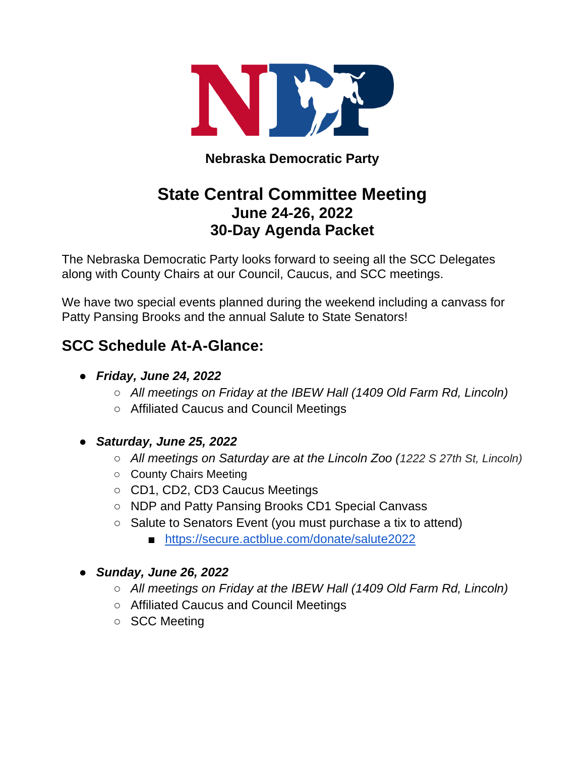**Nebraska Democratic Party**

# State Central Committee Meeting
## June 24-26, 2022
## 30-Day Agenda Packet

The Nebraska Democratic Party looks forward to seeing all the SCC Delegates along with County Chairs at our Council, Caucus, and SCC meetings.

We have two special events planned during the weekend including a canvass for Patty Pansing Brooks and the annual Salute to State Senators!

## SCC Schedule At-A-Glance:

- ***Friday, June 24, 2022***
  - *All meetings on Friday at the IBEW Hall (1409 Old Farm Rd, Lincoln)*
  - Affiliated Caucus and Council Meetings

- ***Saturday, June 25, 2022***
  - *All meetings on Saturday are at the Lincoln Zoo (1222 S 27th St, Lincoln)*
  - County Chairs Meeting
  - CD1, CD2, CD3 Caucus Meetings
  - NDP and Patty Pansing Brooks CD1 Special Canvass
  - Salute to Senators Event (you must purchase a tix to attend)
    - https://secure.actblue.com/donate/salute2022

- ***Sunday, June 26, 2022***
  - *All meetings on Friday at the IBEW Hall (1409 Old Farm Rd, Lincoln)*
  - Affiliated Caucus and Council Meetings
  - SCC Meeting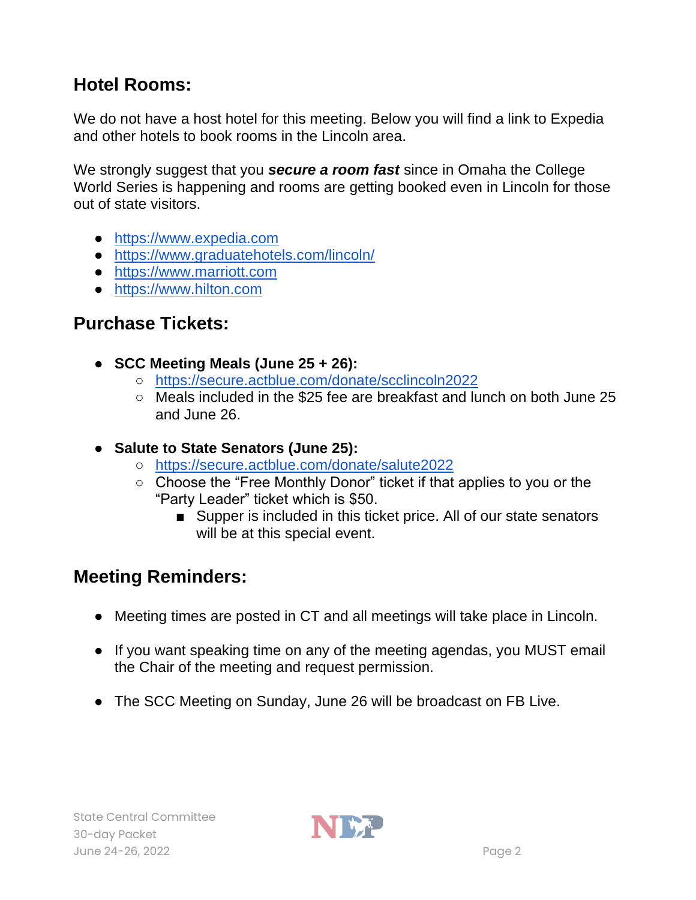## Hotel Rooms:

We do not have a host hotel for this meeting. Below you will find a link to Expedia and other hotels to book rooms in the Lincoln area.

We strongly suggest that you ***secure a room fast*** since in Omaha the College World Series is happening and rooms are getting booked even in Lincoln for those out of state visitors.

- https://www.expedia.com
- https://www.graduatehotels.com/lincoln/
- https://www.marriott.com
- https://www.hilton.com

## Purchase Tickets:

- **SCC Meeting Meals (June 25 + 26):**
  - https://secure.actblue.com/donate/scclincoln2022
  - Meals included in the $25 fee are breakfast and lunch on both June 25 and June 26.

- **Salute to State Senators (June 25):**
  - https://secure.actblue.com/donate/salute2022
  - Choose the "Free Monthly Donor" ticket if that applies to you or the "Party Leader" ticket which is $50.
    - Supper is included in this ticket price. All of our state senators will be at this special event.

## Meeting Reminders:

- Meeting times are posted in CT and all meetings will take place in Lincoln.

- If you want speaking time on any of the meeting agendas, you MUST email the Chair of the meeting and request permission.

- The SCC Meeting on Sunday, June 26 will be broadcast on FB Live.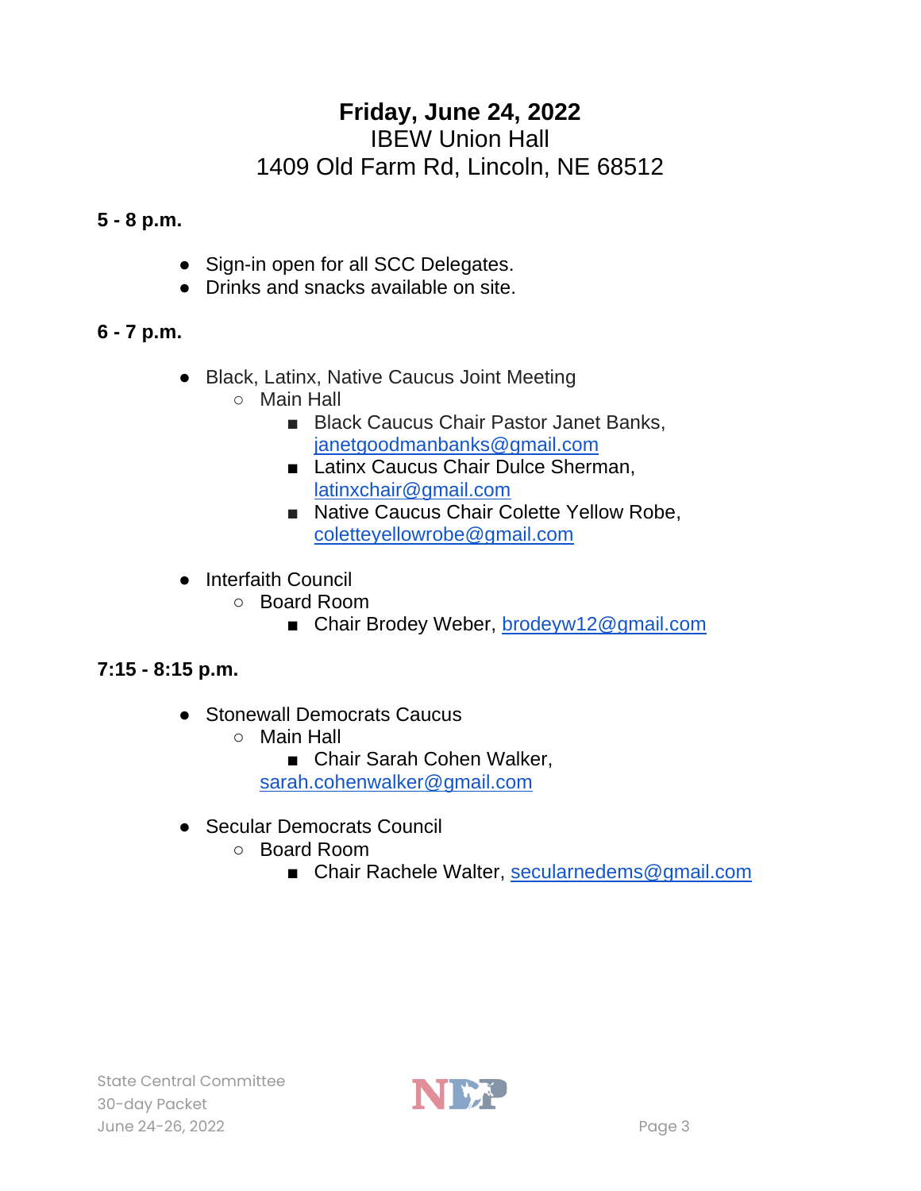# **Friday, June 24, 2022**

IBEW Union Hall

1409 Old Farm Rd, Lincoln, NE 68512

**5 - 8 p.m.**

- Sign-in open for all SCC Delegates.
- Drinks and snacks available on site.

**6 - 7 p.m.**

- Black, Latinx, Native Caucus Joint Meeting
  - Main Hall
    - Black Caucus Chair Pastor Janet Banks, janetgoodmanbanks@gmail.com
    - Latinx Caucus Chair Dulce Sherman, latinxchair@gmail.com
    - Native Caucus Chair Colette Yellow Robe, coletteyellowrobe@gmail.com

- Interfaith Council
  - Board Room
    - Chair Brodey Weber, brodeyw12@gmail.com

**7:15 - 8:15 p.m.**

- Stonewall Democrats Caucus
  - Main Hall
    - Chair Sarah Cohen Walker, sarah.cohenwalker@gmail.com

- Secular Democrats Council
  - Board Room
    - Chair Rachele Walter, secularnedems@gmail.com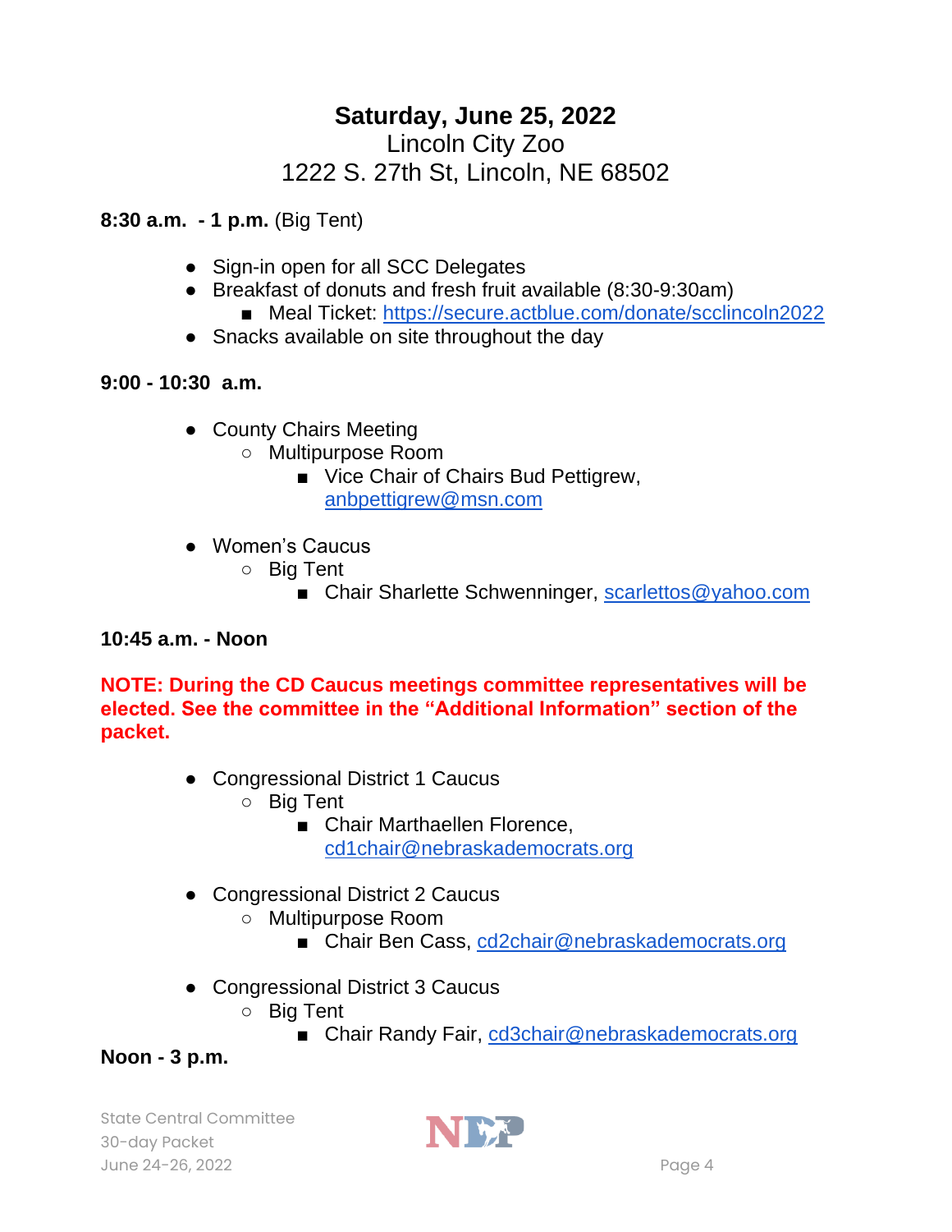**Saturday, June 25, 2022**
Lincoln City Zoo
1222 S. 27th St, Lincoln, NE 68502

**8:30 a.m. - 1 p.m.** (Big Tent)

- Sign-in open for all SCC Delegates
- Breakfast of donuts and fresh fruit available (8:30-9:30am)
  - Meal Ticket: https://secure.actblue.com/donate/scclincoln2022
- Snacks available on site throughout the day

**9:00 - 10:30 a.m.**

- County Chairs Meeting
  - Multipurpose Room
    - Vice Chair of Chairs Bud Pettigrew, anbpettigrew@msn.com
- Women's Caucus
  - Big Tent
    - Chair Sharlette Schwenninger, scarlettos@yahoo.com

**10:45 a.m. - Noon**

**NOTE: During the CD Caucus meetings committee representatives will be elected. See the committee in the "Additional Information" section of the packet.**

- Congressional District 1 Caucus
  - Big Tent
    - Chair Marthaellen Florence, cd1chair@nebraskademocrats.org
- Congressional District 2 Caucus
  - Multipurpose Room
    - Chair Ben Cass, cd2chair@nebraskademocrats.org
- Congressional District 3 Caucus
  - Big Tent
    - Chair Randy Fair, cd3chair@nebraskademocrats.org

**Noon - 3 p.m.**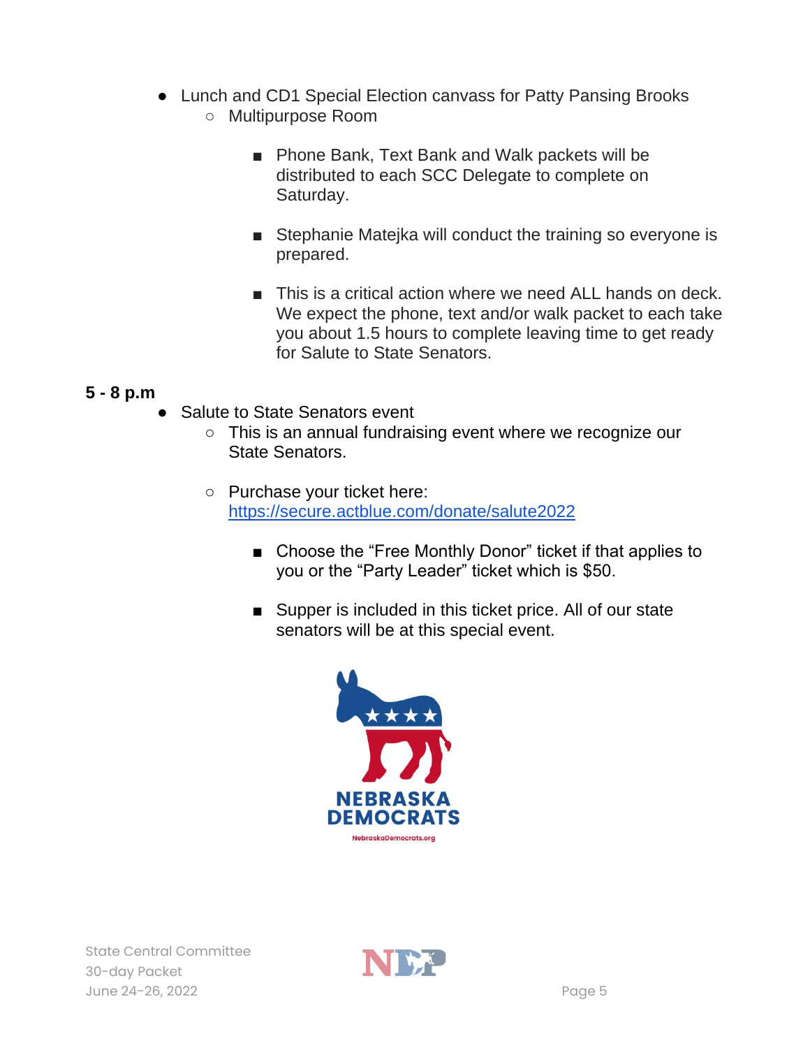- Lunch and CD1 Special Election canvass for Patty Pansing Brooks
    - Multipurpose Room
        - Phone Bank, Text Bank and Walk packets will be distributed to each SCC Delegate to complete on Saturday.
        - Stephanie Matejka will conduct the training so everyone is prepared.
        - This is a critical action where we need ALL hands on deck. We expect the phone, text and/or walk packet to each take you about 1.5 hours to complete leaving time to get ready for Salute to State Senators.

**5 - 8 p.m**

- Salute to State Senators event
    - This is an annual fundraising event where we recognize our State Senators.
    - Purchase your ticket here: https://secure.actblue.com/donate/salute2022
        - Choose the "Free Monthly Donor" ticket if that applies to you or the "Party Leader" ticket which is $50.
        - Supper is included in this ticket price. All of our state senators will be at this special event.

NEBRASKA DEMOCRATS

NebraskaDemocrats.org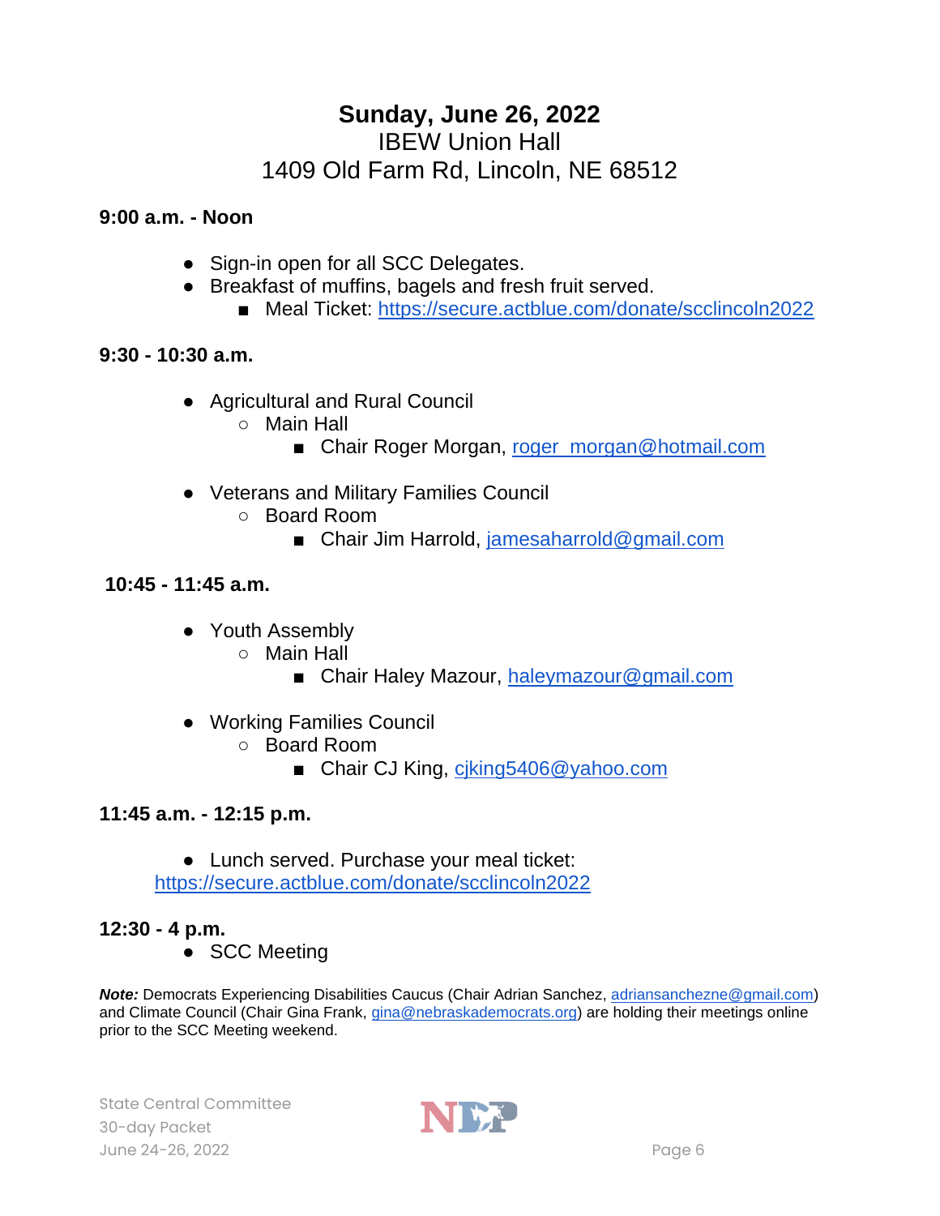# Sunday, June 26, 2022

IBEW Union Hall
1409 Old Farm Rd, Lincoln, NE 68512

**9:00 a.m. - Noon**

- Sign-in open for all SCC Delegates.
- Breakfast of muffins, bagels and fresh fruit served.
    - Meal Ticket: https://secure.actblue.com/donate/scclincoln2022

**9:30 - 10:30 a.m.**

- Agricultural and Rural Council
    - Main Hall
        - Chair Roger Morgan, roger_morgan@hotmail.com
- Veterans and Military Families Council
    - Board Room
        - Chair Jim Harrold, jamesaharrold@gmail.com

**10:45 - 11:45 a.m.**

- Youth Assembly
    - Main Hall
        - Chair Haley Mazour, haleymazour@gmail.com
- Working Families Council
    - Board Room
        - Chair CJ King, cjking5406@yahoo.com

**11:45 a.m. - 12:15 p.m.**

- Lunch served. Purchase your meal ticket: https://secure.actblue.com/donate/scclincoln2022

**12:30 - 4 p.m.**

- SCC Meeting

***Note:*** Democrats Experiencing Disabilities Caucus (Chair Adrian Sanchez, adriansanchezne@gmail.com) and Climate Council (Chair Gina Frank, gina@nebraskademocrats.org) are holding their meetings online prior to the SCC Meeting weekend.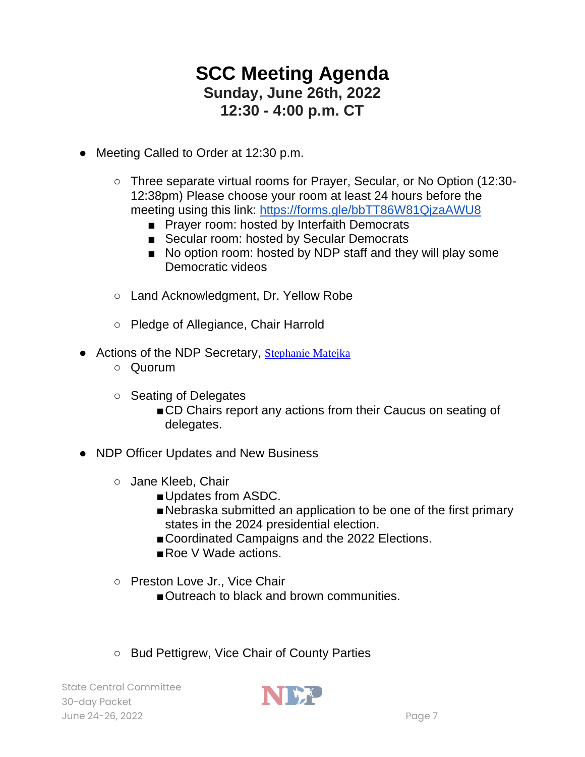# SCC Meeting Agenda

## Sunday, June 26th, 2022
## 12:30 - 4:00 p.m. CT

- Meeting Called to Order at 12:30 p.m.
    - Three separate virtual rooms for Prayer, Secular, or No Option (12:30-12:38pm) Please choose your room at least 24 hours before the meeting using this link: [https://forms.gle/bbTT86W81QjzaAWU8](https://forms.gle/bbTT86W81QjzaAWU8)
        - Prayer room: hosted by Interfaith Democrats
        - Secular room: hosted by Secular Democrats
        - No option room: hosted by NDP staff and they will play some Democratic videos
    - Land Acknowledgment, Dr. Yellow Robe
    - Pledge of Allegiance, Chair Harrold
- Actions of the NDP Secretary, Stephanie Matejka
    - Quorum
    - Seating of Delegates
        - CD Chairs report any actions from their Caucus on seating of delegates.
- NDP Officer Updates and New Business
    - Jane Kleeb, Chair
        - Updates from ASDC.
        - Nebraska submitted an application to be one of the first primary states in the 2024 presidential election.
        - Coordinated Campaigns and the 2022 Elections.
        - Roe V Wade actions.
    - Preston Love Jr., Vice Chair
        - Outreach to black and brown communities.
    - Bud Pettigrew, Vice Chair of County Parties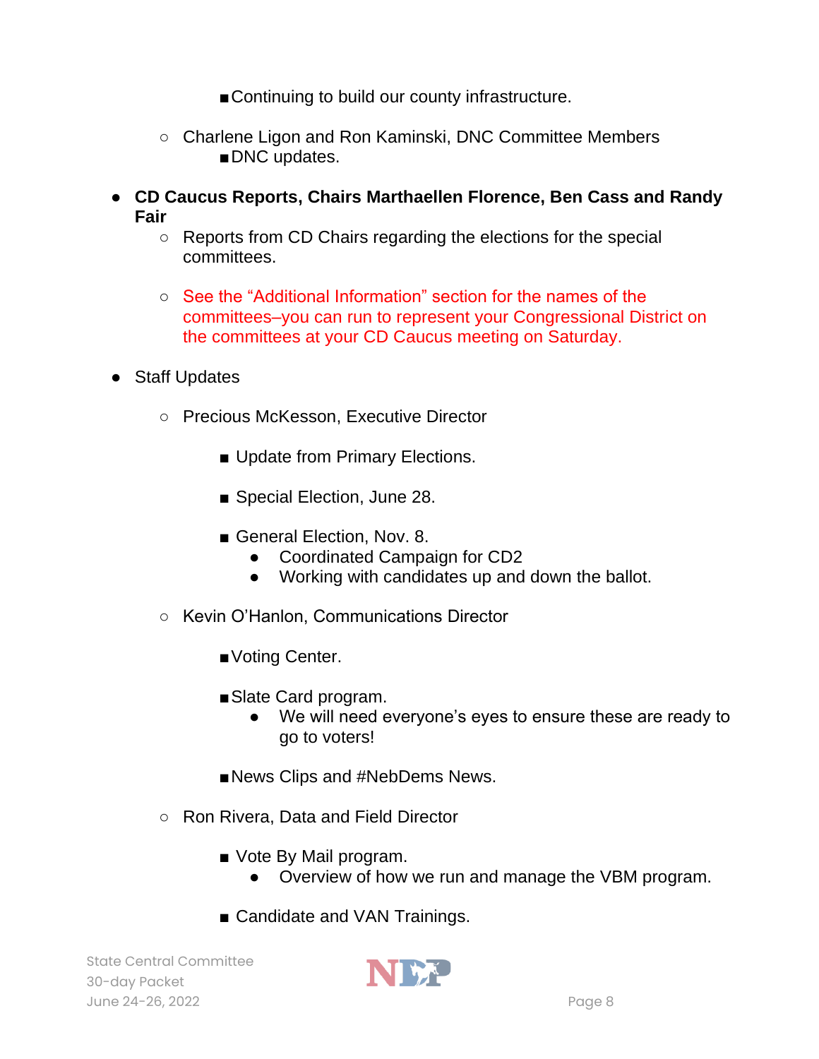- Continuing to build our county infrastructure.
    - Charlene Ligon and Ron Kaminski, DNC Committee Members
        - DNC updates.

- **CD Caucus Reports, Chairs Marthaellen Florence, Ben Cass and Randy Fair**
    - Reports from CD Chairs regarding the elections for the special committees.
    - See the "Additional Information" section for the names of the committees–you can run to represent your Congressional District on the committees at your CD Caucus meeting on Saturday.

- Staff Updates
    - Precious McKesson, Executive Director
        - Update from Primary Elections.
        - Special Election, June 28.
        - General Election, Nov. 8.
            - Coordinated Campaign for CD2
            - Working with candidates up and down the ballot.
    - Kevin O'Hanlon, Communications Director
        - Voting Center.
        - Slate Card program.
            - We will need everyone's eyes to ensure these are ready to go to voters!
        - News Clips and #NebDems News.
    - Ron Rivera, Data and Field Director
        - Vote By Mail program.
            - Overview of how we run and manage the VBM program.
        - Candidate and VAN Trainings.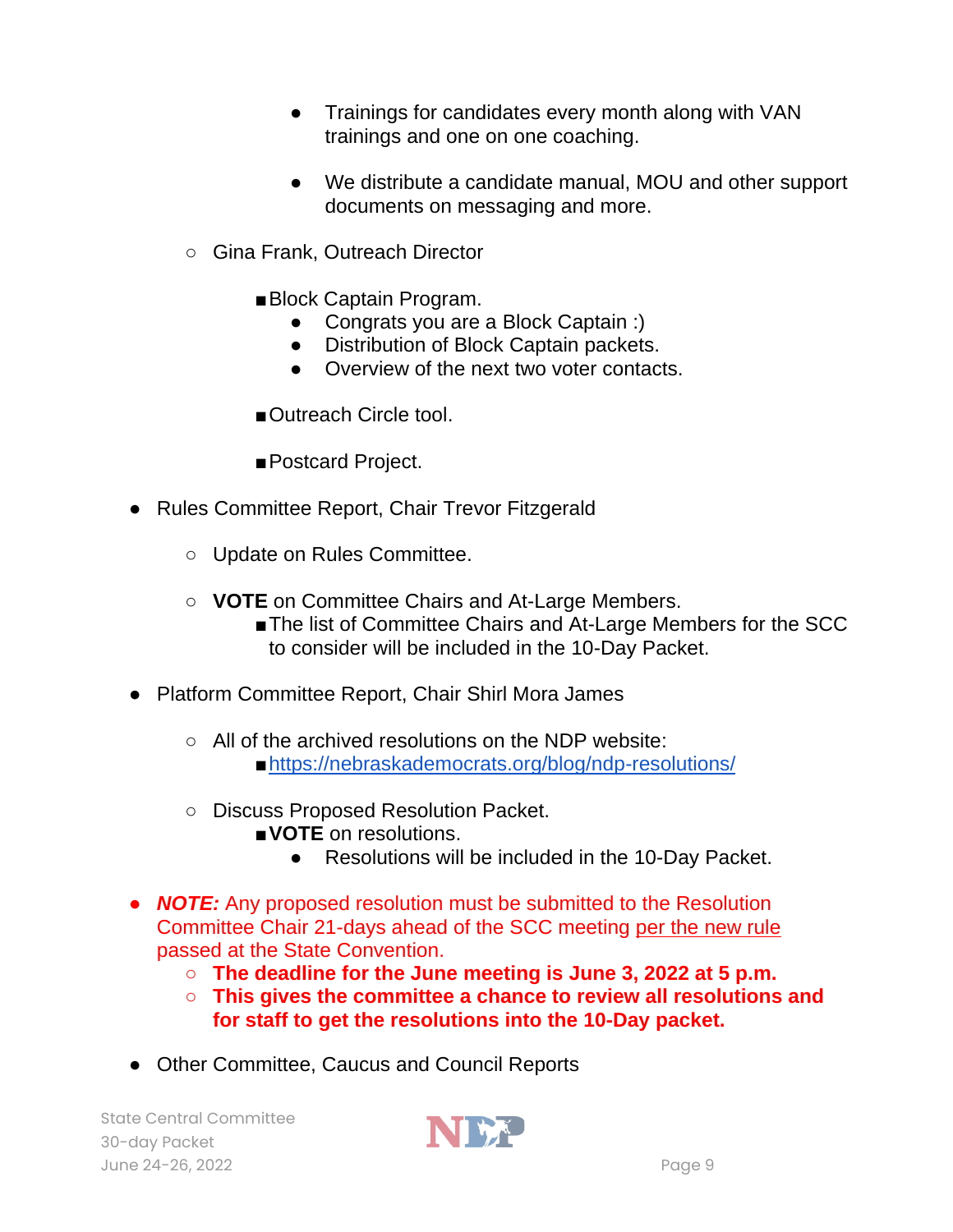- Trainings for candidates every month along with VAN trainings and one on one coaching.

        - We distribute a candidate manual, MOU and other support documents on messaging and more.

  - Gina Frank, Outreach Director

    - Block Captain Program.
      - Congrats you are a Block Captain :)
      - Distribution of Block Captain packets.
      - Overview of the next two voter contacts.

    - Outreach Circle tool.

    - Postcard Project.

- Rules Committee Report, Chair Trevor Fitzgerald

  - Update on Rules Committee.

  - **VOTE** on Committee Chairs and At-Large Members.
    - The list of Committee Chairs and At-Large Members for the SCC to consider will be included in the 10-Day Packet.

- Platform Committee Report, Chair Shirl Mora James

  - All of the archived resolutions on the NDP website:
    - [https://nebraskademocrats.org/blog/ndp-resolutions/](https://nebraskademocrats.org/blog/ndp-resolutions/)

  - Discuss Proposed Resolution Packet.
    - **VOTE** on resolutions.
      - Resolutions will be included in the 10-Day Packet.

- ***NOTE:*** Any proposed resolution must be submitted to the Resolution Committee Chair 21-days ahead of the SCC meeting per the new rule passed at the State Convention.
  - **The deadline for the June meeting is June 3, 2022 at 5 p.m.**
  - **This gives the committee a chance to review all resolutions and for staff to get the resolutions into the 10-Day packet.**

- Other Committee, Caucus and Council Reports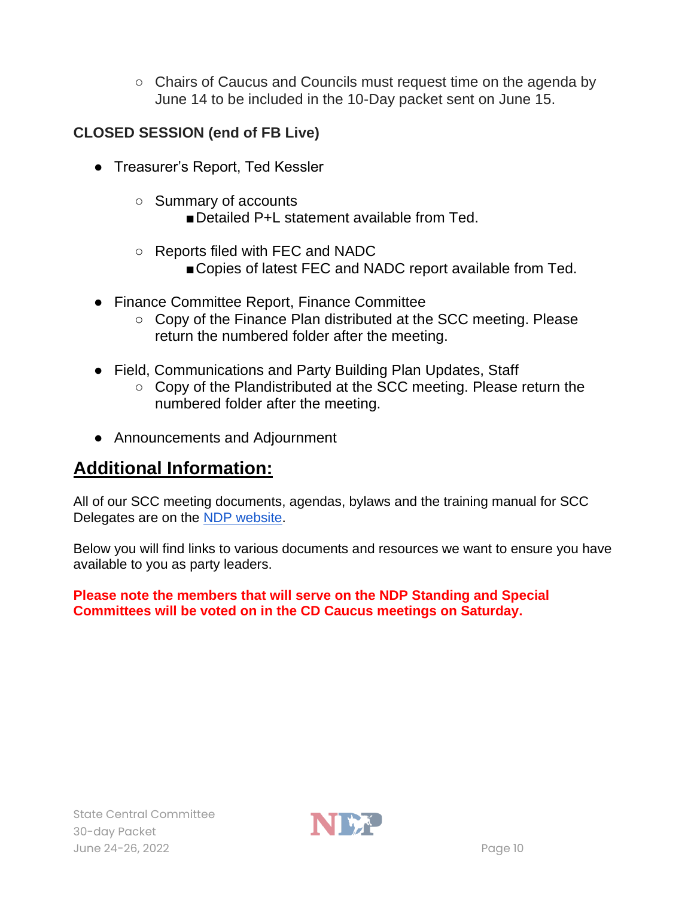- Chairs of Caucus and Councils must request time on the agenda by June 14 to be included in the 10-Day packet sent on June 15.

**CLOSED SESSION (end of FB Live)**

- Treasurer's Report, Ted Kessler
    - Summary of accounts
        - Detailed P+L statement available from Ted.
    - Reports filed with FEC and NADC
        - Copies of latest FEC and NADC report available from Ted.
- Finance Committee Report, Finance Committee
    - Copy of the Finance Plan distributed at the SCC meeting. Please return the numbered folder after the meeting.
- Field, Communications and Party Building Plan Updates, Staff
    - Copy of the Plandistributed at the SCC meeting. Please return the numbered folder after the meeting.
- Announcements and Adjournment

## Additional Information:

All of our SCC meeting documents, agendas, bylaws and the training manual for SCC Delegates are on the NDP website.

Below you will find links to various documents and resources we want to ensure you have available to you as party leaders.

**Please note the members that will serve on the NDP Standing and Special Committees will be voted on in the CD Caucus meetings on Saturday.**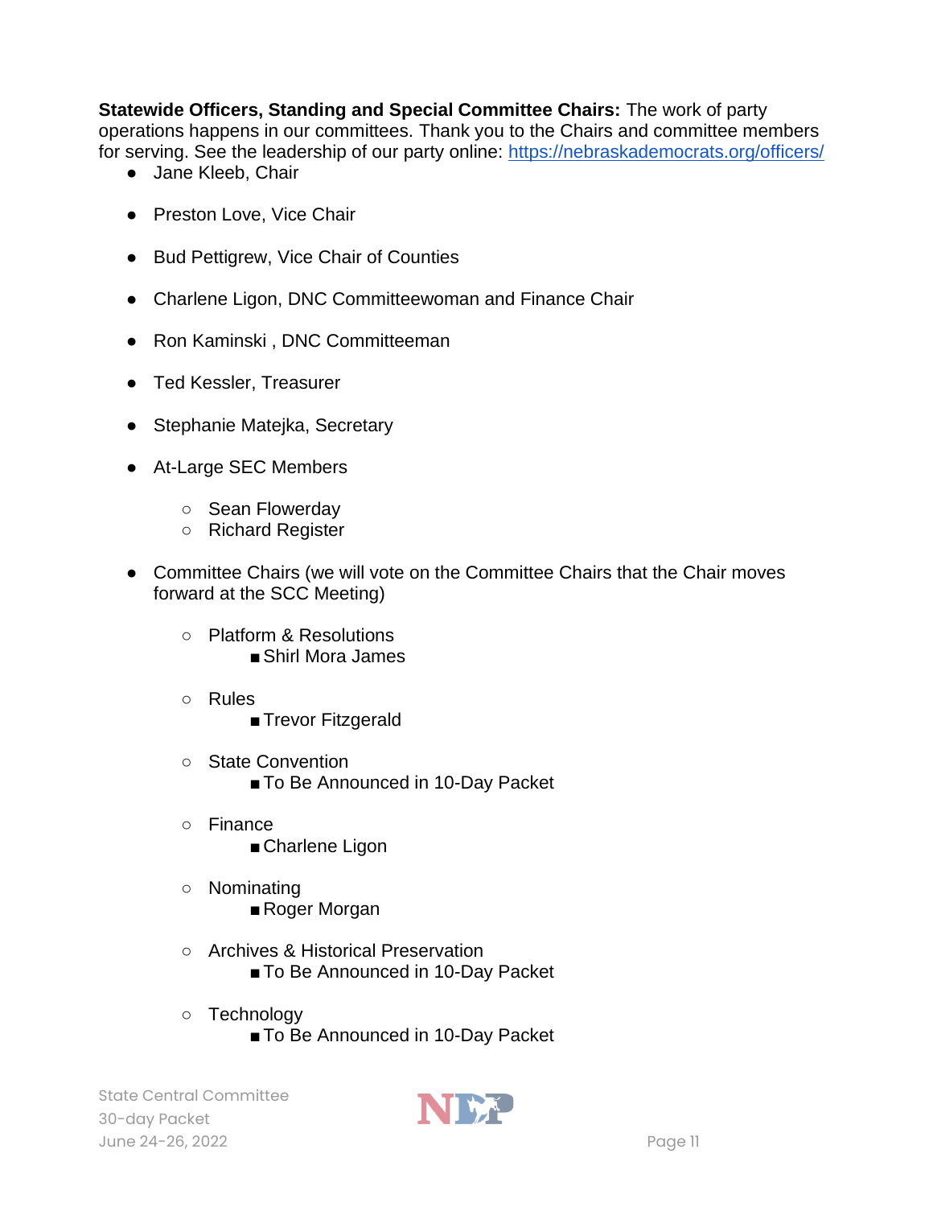**Statewide Officers, Standing and Special Committee Chairs:** The work of party operations happens in our committees. Thank you to the Chairs and committee members for serving. See the leadership of our party online: [https://nebraskademocrats.org/officers/](https://nebraskademocrats.org/officers/)

- Jane Kleeb, Chair
- Preston Love, Vice Chair
- Bud Pettigrew, Vice Chair of Counties
- Charlene Ligon, DNC Committeewoman and Finance Chair
- Ron Kaminski , DNC Committeeman
- Ted Kessler, Treasurer
- Stephanie Matejka, Secretary
- At-Large SEC Members
  - Sean Flowerday
  - Richard Register
- Committee Chairs (we will vote on the Committee Chairs that the Chair moves forward at the SCC Meeting)
  - Platform & Resolutions
    - Shirl Mora James
  - Rules
    - Trevor Fitzgerald
  - State Convention
    - To Be Announced in 10-Day Packet
  - Finance
    - Charlene Ligon
  - Nominating
    - Roger Morgan
  - Archives & Historical Preservation
    - To Be Announced in 10-Day Packet
  - Technology
    - To Be Announced in 10-Day Packet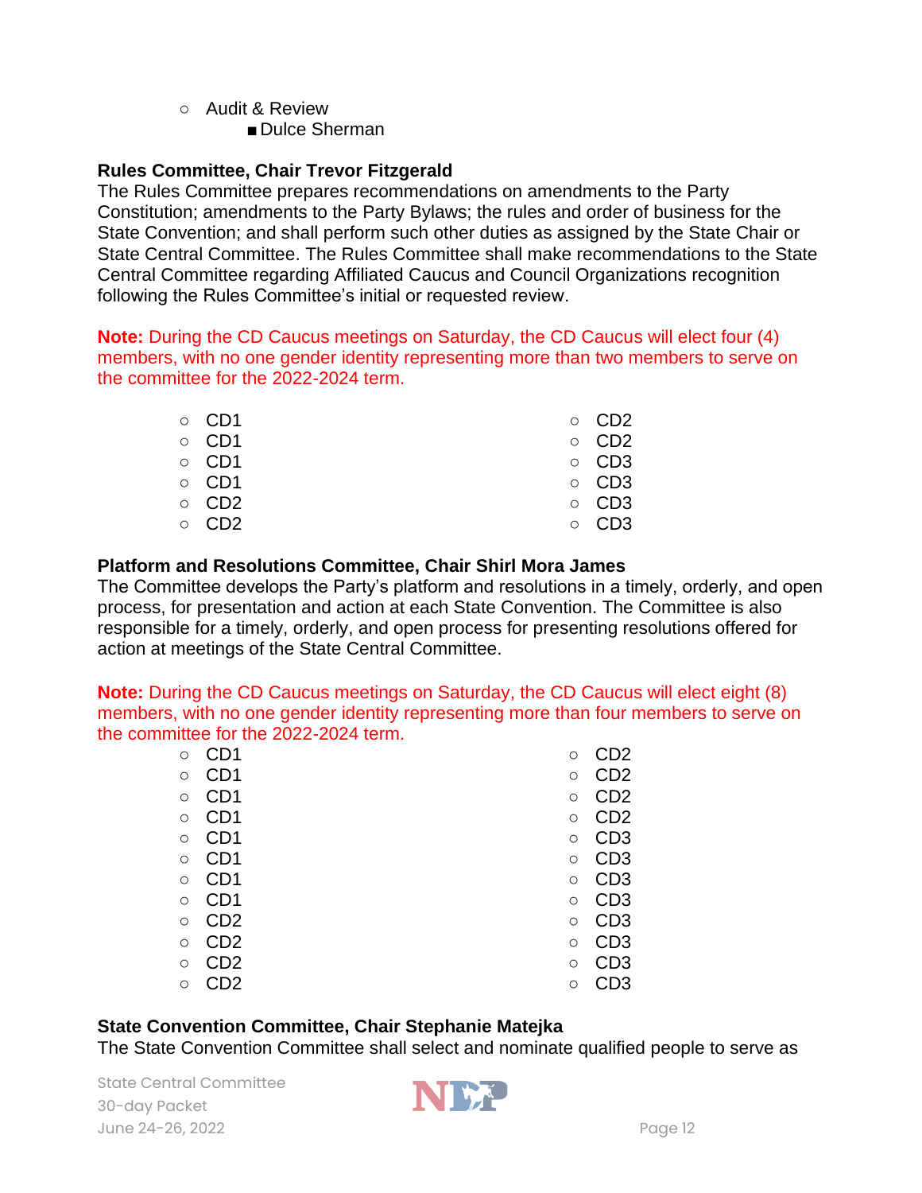- Audit & Review
  - Dulce Sherman

**Rules Committee, Chair Trevor Fitzgerald**

The Rules Committee prepares recommendations on amendments to the Party Constitution; amendments to the Party Bylaws; the rules and order of business for the State Convention; and shall perform such other duties as assigned by the State Chair or State Central Committee. The Rules Committee shall make recommendations to the State Central Committee regarding Affiliated Caucus and Council Organizations recognition following the Rules Committee's initial or requested review.

**Note:** During the CD Caucus meetings on Saturday, the CD Caucus will elect four (4) members, with no one gender identity representing more than two members to serve on the committee for the 2022-2024 term.

- CD1
- CD1
- CD1
- CD1
- CD2
- CD2
- CD2
- CD2
- CD3
- CD3
- CD3
- CD3

**Platform and Resolutions Committee, Chair Shirl Mora James**

The Committee develops the Party's platform and resolutions in a timely, orderly, and open process, for presentation and action at each State Convention. The Committee is also responsible for a timely, orderly, and open process for presenting resolutions offered for action at meetings of the State Central Committee.

**Note:** During the CD Caucus meetings on Saturday, the CD Caucus will elect eight (8) members, with no one gender identity representing more than four members to serve on the committee for the 2022-2024 term.

- CD1
- CD1
- CD1
- CD1
- CD1
- CD1
- CD1
- CD1
- CD2
- CD2
- CD2
- CD2
- CD2
- CD2
- CD2
- CD2
- CD3
- CD3
- CD3
- CD3
- CD3
- CD3
- CD3
- CD3

**State Convention Committee, Chair Stephanie Matejka**

The State Convention Committee shall select and nominate qualified people to serve as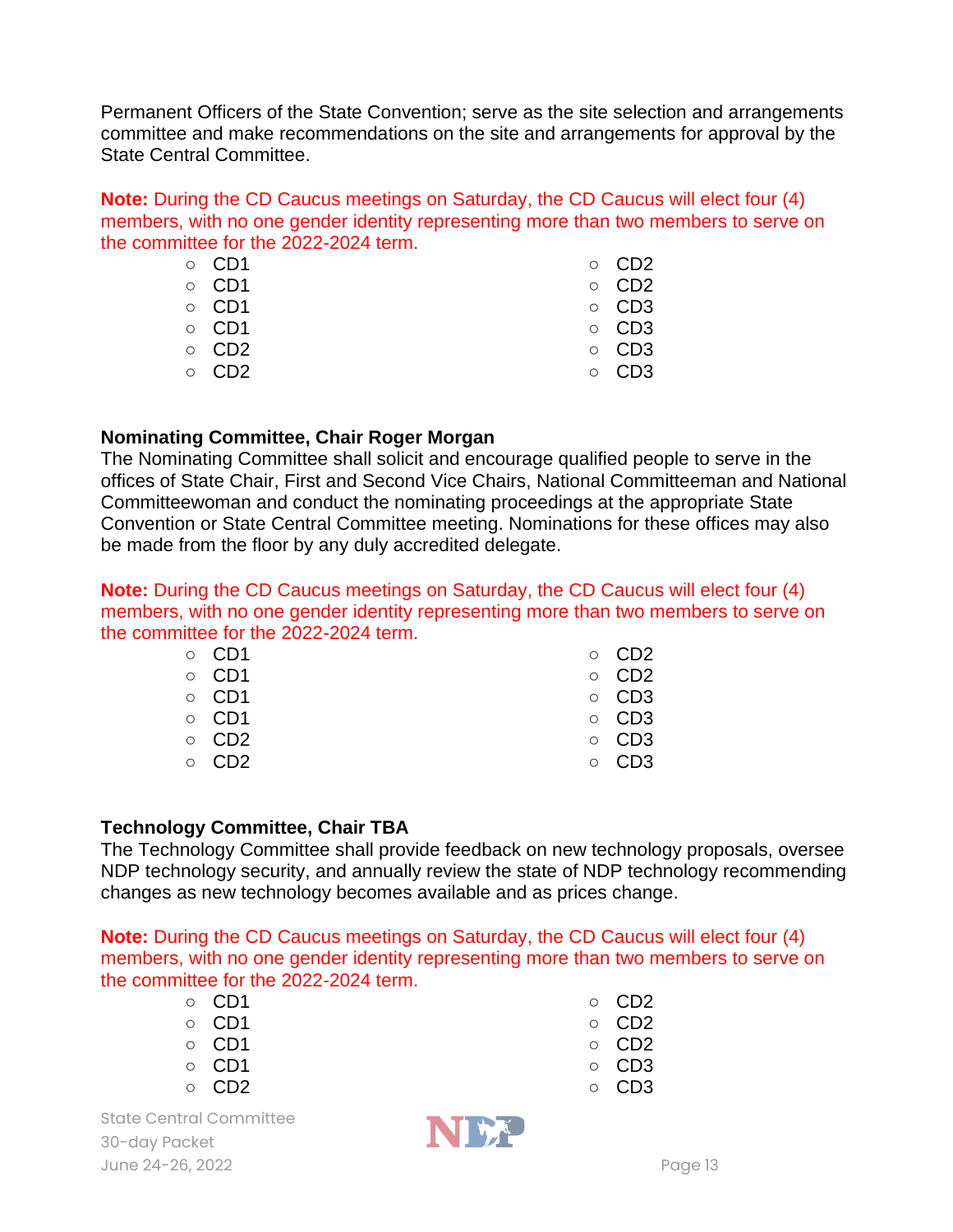Permanent Officers of the State Convention; serve as the site selection and arrangements committee and make recommendations on the site and arrangements for approval by the State Central Committee.

**Note:** During the CD Caucus meetings on Saturday, the CD Caucus will elect four (4) members, with no one gender identity representing more than two members to serve on the committee for the 2022-2024 term.

- CD1
- CD1
- CD1
- CD1
- CD2
- CD2
- CD2
- CD2
- CD3
- CD3
- CD3
- CD3

**Nominating Committee, Chair Roger Morgan**

The Nominating Committee shall solicit and encourage qualified people to serve in the offices of State Chair, First and Second Vice Chairs, National Committeeman and National Committeewoman and conduct the nominating proceedings at the appropriate State Convention or State Central Committee meeting. Nominations for these offices may also be made from the floor by any duly accredited delegate.

**Note:** During the CD Caucus meetings on Saturday, the CD Caucus will elect four (4) members, with no one gender identity representing more than two members to serve on the committee for the 2022-2024 term.

- CD1
- CD1
- CD1
- CD1
- CD2
- CD2
- CD2
- CD2
- CD3
- CD3
- CD3
- CD3

**Technology Committee, Chair TBA**

The Technology Committee shall provide feedback on new technology proposals, oversee NDP technology security, and annually review the state of NDP technology recommending changes as new technology becomes available and as prices change.

**Note:** During the CD Caucus meetings on Saturday, the CD Caucus will elect four (4) members, with no one gender identity representing more than two members to serve on the committee for the 2022-2024 term.

- CD1
- CD1
- CD1
- CD1
- CD2
- CD2
- CD2
- CD2
- CD3
- CD3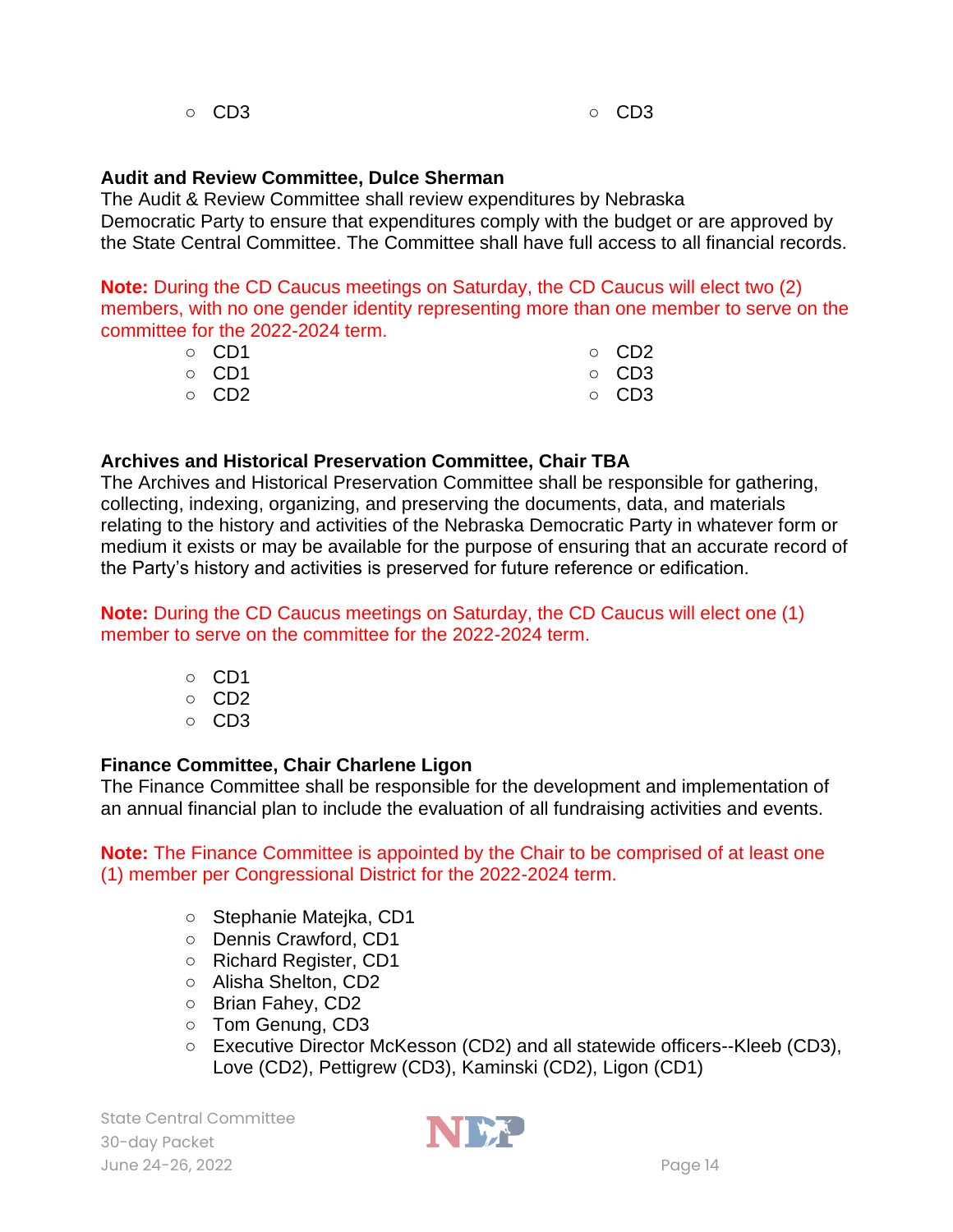- CD3
- CD3

**Audit and Review Committee, Dulce Sherman**
The Audit & Review Committee shall review expenditures by Nebraska Democratic Party to ensure that expenditures comply with the budget or are approved by the State Central Committee. The Committee shall have full access to all financial records.

**Note:** During the CD Caucus meetings on Saturday, the CD Caucus will elect two (2) members, with no one gender identity representing more than one member to serve on the committee for the 2022-2024 term.

- CD1
- CD1
- CD2
- CD2
- CD3
- CD3

**Archives and Historical Preservation Committee, Chair TBA**
The Archives and Historical Preservation Committee shall be responsible for gathering, collecting, indexing, organizing, and preserving the documents, data, and materials relating to the history and activities of the Nebraska Democratic Party in whatever form or medium it exists or may be available for the purpose of ensuring that an accurate record of the Party's history and activities is preserved for future reference or edification.

**Note:** During the CD Caucus meetings on Saturday, the CD Caucus will elect one (1) member to serve on the committee for the 2022-2024 term.

- CD1
- CD2
- CD3

**Finance Committee, Chair Charlene Ligon**
The Finance Committee shall be responsible for the development and implementation of an annual financial plan to include the evaluation of all fundraising activities and events.

**Note:** The Finance Committee is appointed by the Chair to be comprised of at least one (1) member per Congressional District for the 2022-2024 term.

- Stephanie Matejka, CD1
- Dennis Crawford, CD1
- Richard Register, CD1
- Alisha Shelton, CD2
- Brian Fahey, CD2
- Tom Genung, CD3
- Executive Director McKesson (CD2) and all statewide officers--Kleeb (CD3), Love (CD2), Pettigrew (CD3), Kaminski (CD2), Ligon (CD1)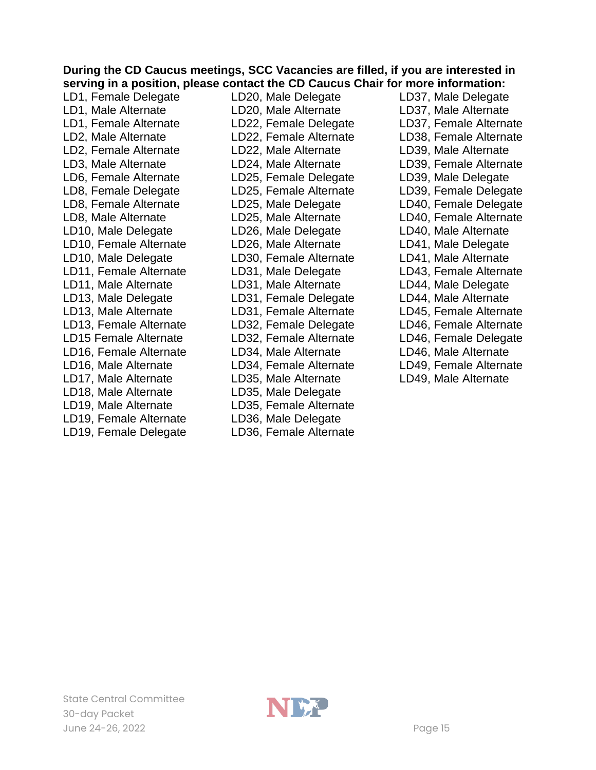**During the CD Caucus meetings, SCC Vacancies are filled, if you are interested in serving in a position, please contact the CD Caucus Chair for more information:**

LD1, Female Delegate
LD1, Male Alternate
LD1, Female Alternate
LD2, Male Alternate
LD2, Female Alternate
LD3, Male Alternate
LD6, Female Alternate
LD8, Female Delegate
LD8, Female Alternate
LD8, Male Alternate
LD10, Male Delegate
LD10, Female Alternate
LD10, Male Delegate
LD11, Female Alternate
LD11, Male Alternate
LD13, Male Delegate
LD13, Male Alternate
LD13, Female Alternate
LD15 Female Alternate
LD16, Female Alternate
LD16, Male Alternate
LD17, Male Alternate
LD18, Male Alternate
LD19, Male Alternate
LD19, Female Alternate
LD19, Female Delegate
LD20, Male Delegate
LD20, Male Alternate
LD22, Female Delegate
LD22, Female Alternate
LD22, Male Alternate
LD24, Male Alternate
LD25, Female Delegate
LD25, Female Alternate
LD25, Male Delegate
LD25, Male Alternate
LD26, Male Delegate
LD26, Male Alternate
LD30, Female Alternate
LD31, Male Delegate
LD31, Male Alternate
LD31, Female Delegate
LD31, Female Alternate
LD32, Female Delegate
LD32, Female Alternate
LD34, Male Alternate
LD34, Female Alternate
LD35, Male Alternate
LD35, Male Delegate
LD35, Female Alternate
LD36, Male Delegate
LD36, Female Alternate
LD37, Male Delegate
LD37, Male Alternate
LD37, Female Alternate
LD38, Female Alternate
LD39, Male Alternate
LD39, Female Alternate
LD39, Male Delegate
LD39, Female Delegate
LD40, Female Delegate
LD40, Female Alternate
LD40, Male Alternate
LD41, Male Delegate
LD41, Male Alternate
LD43, Female Alternate
LD44, Male Delegate
LD44, Male Alternate
LD45, Female Alternate
LD46, Female Alternate
LD46, Female Delegate
LD46, Male Alternate
LD49, Female Alternate
LD49, Male Alternate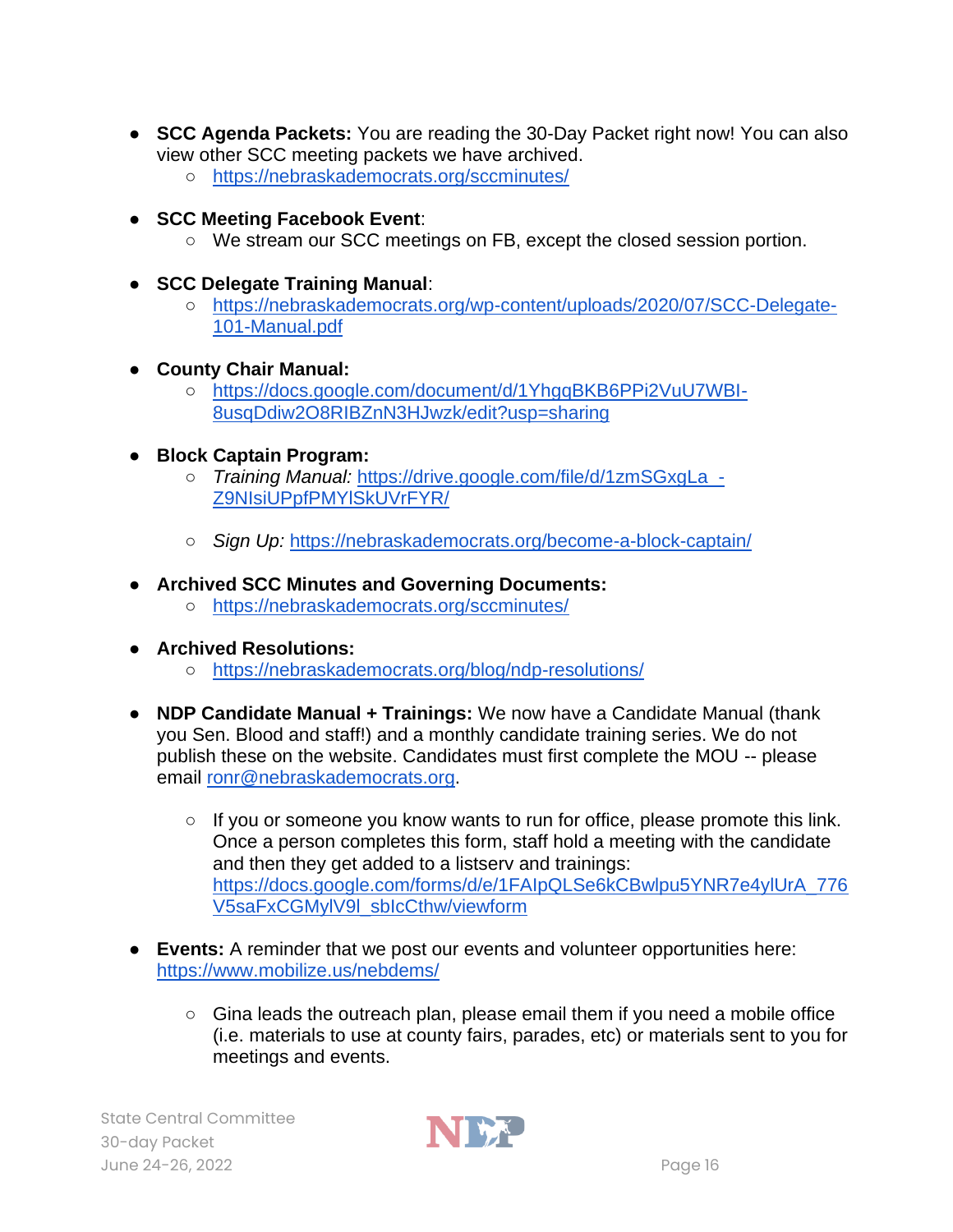- **SCC Agenda Packets:** You are reading the 30-Day Packet right now! You can also view other SCC meeting packets we have archived.
  - https://nebraskademocrats.org/sccminutes/

- **SCC Meeting Facebook Event**:
  - We stream our SCC meetings on FB, except the closed session portion.

- **SCC Delegate Training Manual**:
  - https://nebraskademocrats.org/wp-content/uploads/2020/07/SCC-Delegate-101-Manual.pdf

- **County Chair Manual:**
  - https://docs.google.com/document/d/1YhgqBKB6PPi2VuU7WBI-8usqDdiw2O8RIBZnN3HJwzk/edit?usp=sharing

- **Block Captain Program:**
  - *Training Manual:* https://drive.google.com/file/d/1zmSGxgLa_-Z9NIsiUPpfPMYlSkUVrFYR/

  - *Sign Up:* https://nebraskademocrats.org/become-a-block-captain/

- **Archived SCC Minutes and Governing Documents:**
  - https://nebraskademocrats.org/sccminutes/

- **Archived Resolutions:**
  - https://nebraskademocrats.org/blog/ndp-resolutions/

- **NDP Candidate Manual + Trainings:** We now have a Candidate Manual (thank you Sen. Blood and staff!) and a monthly candidate training series. We do not publish these on the website. Candidates must first complete the MOU -- please email ronr@nebraskademocrats.org.

  - If you or someone you know wants to run for office, please promote this link. Once a person completes this form, staff hold a meeting with the candidate and then they get added to a listserv and trainings: https://docs.google.com/forms/d/e/1FAIpQLSe6kCBwlpu5YNR7e4ylUrA_776V5saFxCGMylV9l_sblcCthw/viewform

- **Events:** A reminder that we post our events and volunteer opportunities here: https://www.mobilize.us/nebdems/

  - Gina leads the outreach plan, please email them if you need a mobile office (i.e. materials to use at county fairs, parades, etc) or materials sent to you for meetings and events.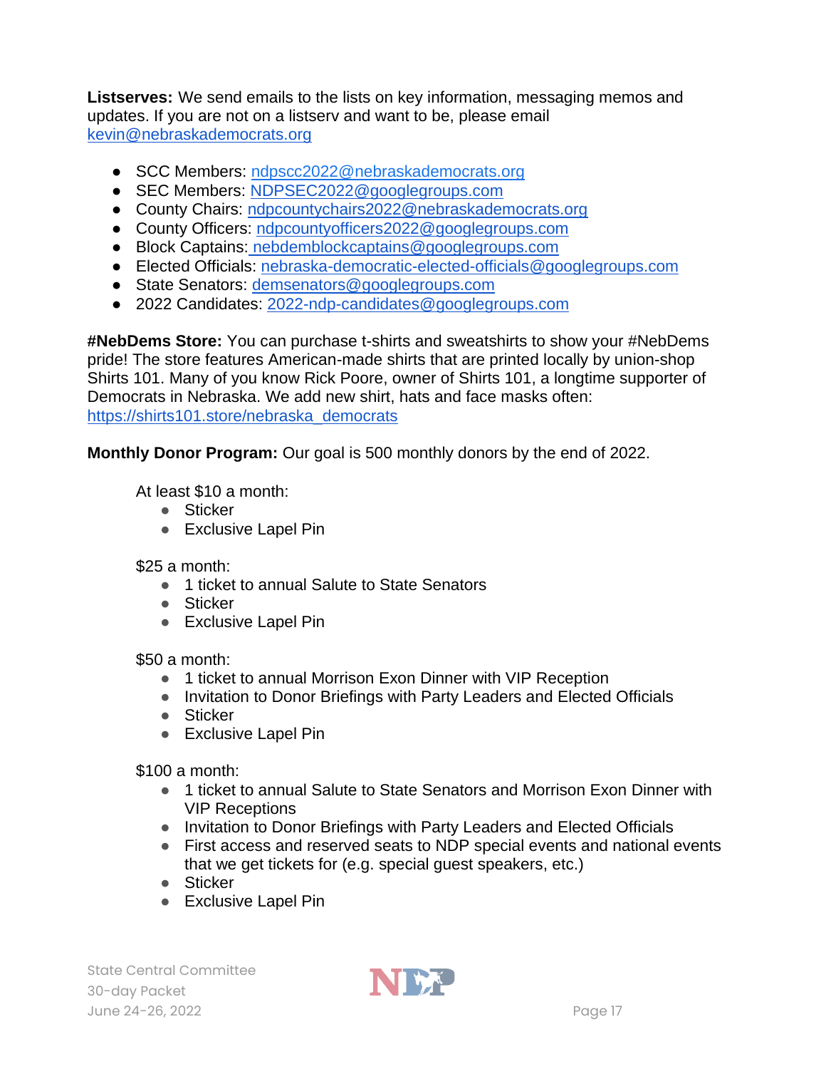**Listserves:** We send emails to the lists on key information, messaging memos and updates. If you are not on a listserv and want to be, please email kevin@nebraskademocrats.org

- SCC Members: ndpscc2022@nebraskademocrats.org
- SEC Members: NDPSEC2022@googlegroups.com
- County Chairs: ndpcountychairs2022@nebraskademocrats.org
- County Officers: ndpcountyofficers2022@googlegroups.com
- Block Captains: nebdemblockcaptains@googlegroups.com
- Elected Officials: nebraska-democratic-elected-officials@googlegroups.com
- State Senators: demsenators@googlegroups.com
- 2022 Candidates: 2022-ndp-candidates@googlegroups.com

**#NebDems Store:** You can purchase t-shirts and sweatshirts to show your #NebDems pride! The store features American-made shirts that are printed locally by union-shop Shirts 101. Many of you know Rick Poore, owner of Shirts 101, a longtime supporter of Democrats in Nebraska. We add new shirt, hats and face masks often: https://shirts101.store/nebraska_democrats

**Monthly Donor Program:** Our goal is 500 monthly donors by the end of 2022.

At least $10 a month:

- Sticker
- Exclusive Lapel Pin

$25 a month:

- 1 ticket to annual Salute to State Senators
- Sticker
- Exclusive Lapel Pin

$50 a month:

- 1 ticket to annual Morrison Exon Dinner with VIP Reception
- Invitation to Donor Briefings with Party Leaders and Elected Officials
- Sticker
- Exclusive Lapel Pin

$100 a month:

- 1 ticket to annual Salute to State Senators and Morrison Exon Dinner with VIP Receptions
- Invitation to Donor Briefings with Party Leaders and Elected Officials
- First access and reserved seats to NDP special events and national events that we get tickets for (e.g. special guest speakers, etc.)
- Sticker
- Exclusive Lapel Pin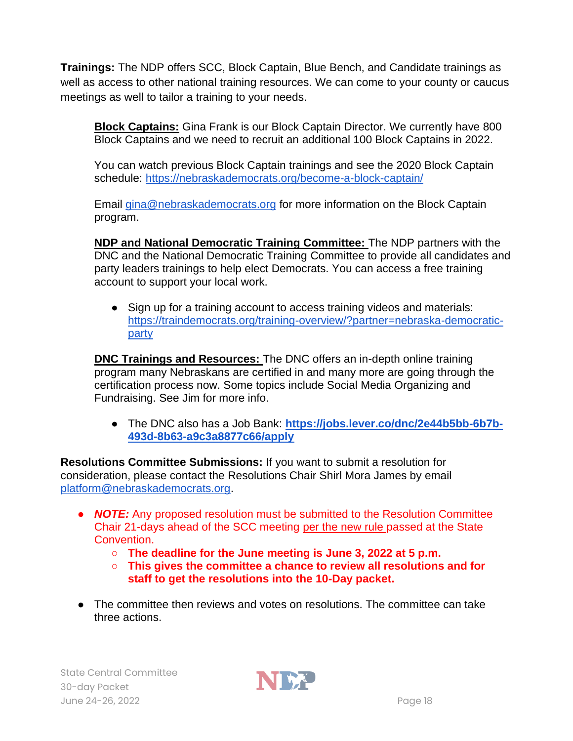**Trainings:** The NDP offers SCC, Block Captain, Blue Bench, and Candidate trainings as well as access to other national training resources. We can come to your county or caucus meetings as well to tailor a training to your needs.

> **Block Captains:** Gina Frank is our Block Captain Director. We currently have 800 Block Captains and we need to recruit an additional 100 Block Captains in 2022.
>
> You can watch previous Block Captain trainings and see the 2020 Block Captain schedule: [https://nebraskademocrats.org/become-a-block-captain/](https://nebraskademocrats.org/become-a-block-captain/)
>
> Email [gina@nebraskademocrats.org](mailto:gina@nebraskademocrats.org) for more information on the Block Captain program.
>
> **NDP and National Democratic Training Committee:** The NDP partners with the DNC and the National Democratic Training Committee to provide all candidates and party leaders trainings to help elect Democrats. You can access a free training account to support your local work.
>
> - Sign up for a training account to access training videos and materials: [https://traindemocrats.org/training-overview/?partner=nebraska-democratic-party](https://traindemocrats.org/training-overview/?partner=nebraska-democratic-party)
>
> **DNC Trainings and Resources:** The DNC offers an in-depth online training program many Nebraskans are certified in and many more are going through the certification process now. Some topics include Social Media Organizing and Fundraising. See Jim for more info.
>
> - The DNC also has a Job Bank: **[https://jobs.lever.co/dnc/2e44b5bb-6b7b-493d-8b63-a9c3a8877c66/apply](https://jobs.lever.co/dnc/2e44b5bb-6b7b-493d-8b63-a9c3a8877c66/apply)**

**Resolutions Committee Submissions:** If you want to submit a resolution for consideration, please contact the Resolutions Chair Shirl Mora James by email [platform@nebraskademocrats.org](mailto:platform@nebraskademocrats.org).

- ***NOTE:*** Any proposed resolution must be submitted to the Resolution Committee Chair 21-days ahead of the SCC meeting per the new rule passed at the State Convention.
  - **The deadline for the June meeting is June 3, 2022 at 5 p.m.**
  - **This gives the committee a chance to review all resolutions and for staff to get the resolutions into the 10-Day packet.**

- The committee then reviews and votes on resolutions. The committee can take three actions.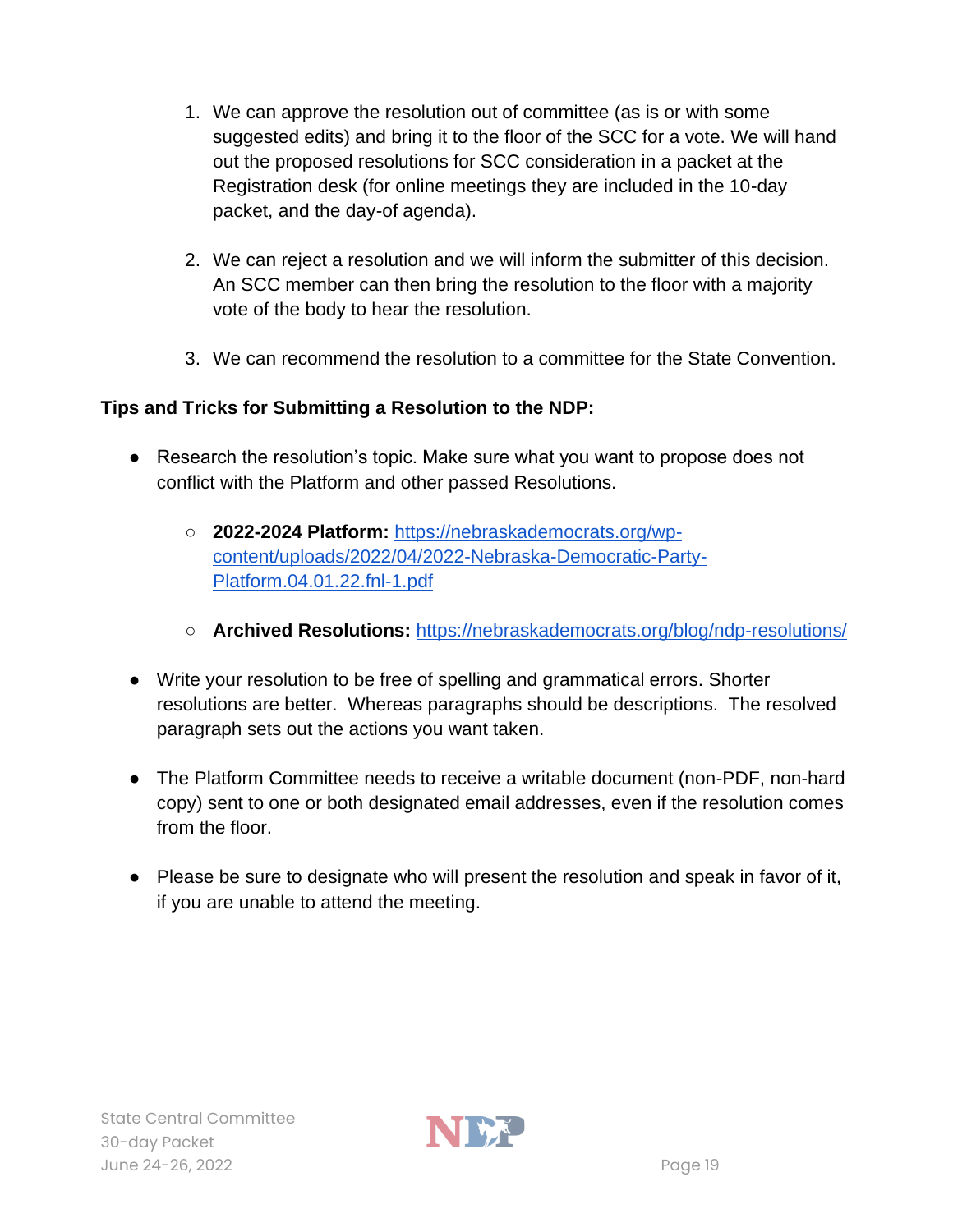1. We can approve the resolution out of committee (as is or with some suggested edits) and bring it to the floor of the SCC for a vote. We will hand out the proposed resolutions for SCC consideration in a packet at the Registration desk (for online meetings they are included in the 10-day packet, and the day-of agenda).

2. We can reject a resolution and we will inform the submitter of this decision. An SCC member can then bring the resolution to the floor with a majority vote of the body to hear the resolution.

3. We can recommend the resolution to a committee for the State Convention.

**Tips and Tricks for Submitting a Resolution to the NDP:**

- Research the resolution's topic. Make sure what you want to propose does not conflict with the Platform and other passed Resolutions.
    - **2022-2024 Platform:** https://nebraskademocrats.org/wp-content/uploads/2022/04/2022-Nebraska-Democratic-Party-Platform.04.01.22.fnl-1.pdf
    - **Archived Resolutions:** https://nebraskademocrats.org/blog/ndp-resolutions/
- Write your resolution to be free of spelling and grammatical errors. Shorter resolutions are better. Whereas paragraphs should be descriptions. The resolved paragraph sets out the actions you want taken.
- The Platform Committee needs to receive a writable document (non-PDF, non-hard copy) sent to one or both designated email addresses, even if the resolution comes from the floor.
- Please be sure to designate who will present the resolution and speak in favor of it, if you are unable to attend the meeting.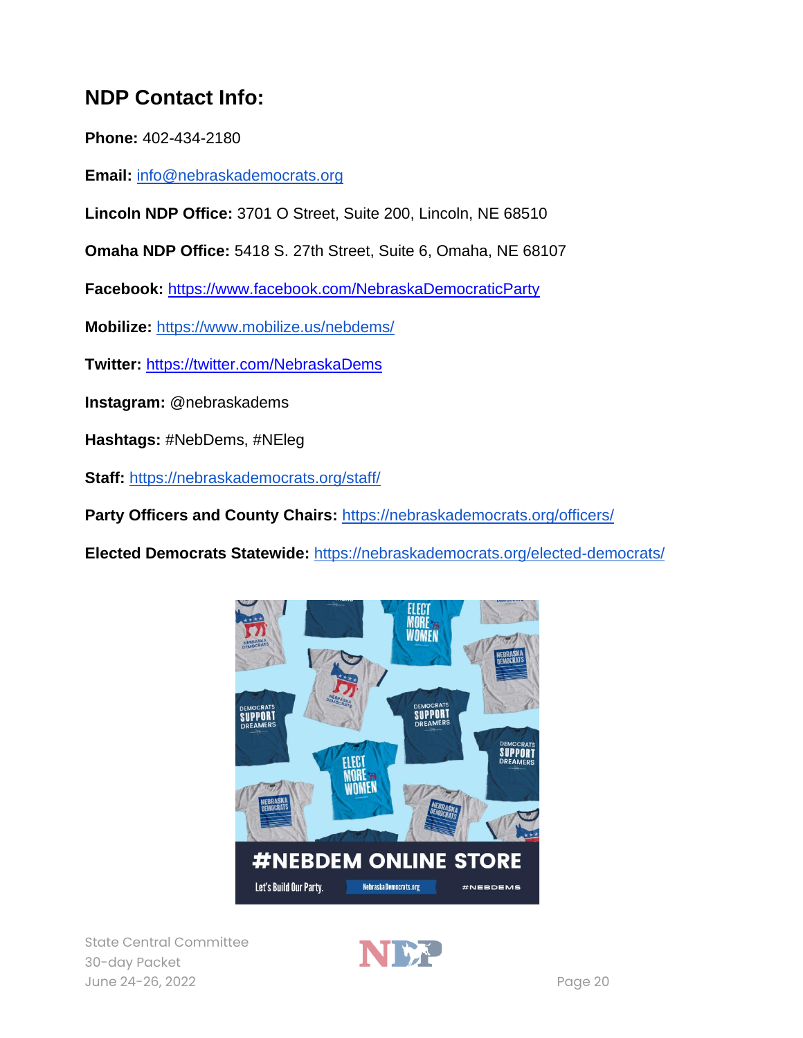## NDP Contact Info:

**Phone:** 402-434-2180

**Email:** info@nebraskademocrats.org

**Lincoln NDP Office:** 3701 O Street, Suite 200, Lincoln, NE 68510

**Omaha NDP Office:** 5418 S. 27th Street, Suite 6, Omaha, NE 68107

**Facebook:** https://www.facebook.com/NebraskaDemocraticParty

**Mobilize:** https://www.mobilize.us/nebdems/

**Twitter:** https://twitter.com/NebraskaDems

**Instagram:** @nebraskadems

**Hashtags:** #NebDems, #NEleg

**Staff:** https://nebraskademocrats.org/staff/

**Party Officers and County Chairs:** https://nebraskademocrats.org/officers/

**Elected Democrats Statewide:** https://nebraskademocrats.org/elected-democrats/

#NEBDEM ONLINE STORE

Let's Build Our Party. NebraskaDemocrats.org #NEBDEMS